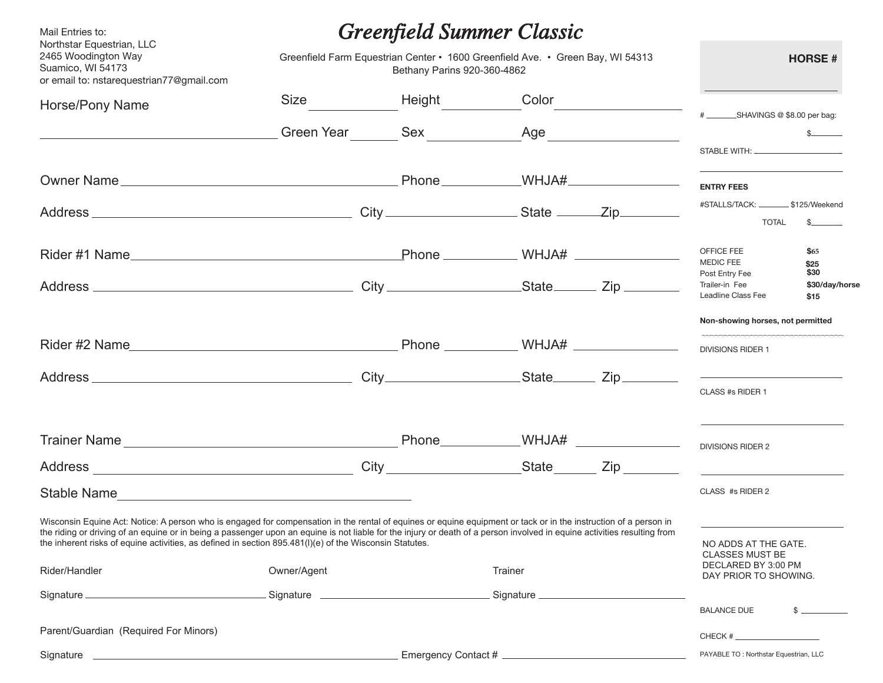Mail Entries to:
Northstar Equestrian, LLC
2465 Woodington Way
Suamico, WI 54173
or email to: nstarequestrian77@gmail.com

# *Greenfield Summer Classic*

Greenfield Farm Equestrian Center • 1600 Greenfield Ave. • Green Bay, WI 54313
Bethany Parins 920-360-4862

**HORSE #** ____________

Horse/Pony Name ____________________ Size ________ Height ________ Color ____________

Green Year ________ Sex ________ Age ____________

Owner Name ____________________ Phone ________ WHJA# ____________

Address ____________________ City ____________ State ______ Zip ________

Rider #1 Name ____________________ Phone ________ WHJA# ____________

Address ____________________ City ____________ State ______ Zip ________

Rider #2 Name ____________________ Phone ________ WHJA# ____________

Address ____________________ City ____________ State ______ Zip ________

Trainer Name ____________________ Phone ________ WHJA# ____________

Address ____________________ City ____________ State ______ Zip ________

Stable Name ____________________

Wisconsin Equine Act: Notice: A person who is engaged for compensation in the rental of equines or equine equipment or tack or in the instruction of a person in the riding or driving of an equine or in being a passenger upon an equine is not liable for the injury or death of a person involved in equine activities resulting from the inherent risks of equine activities, as defined in section 895.481(l)(e) of the Wisconsin Statutes.

Rider/Handler Signature ____________ Owner/Agent Signature ____________ Trainer Signature ____________

Parent/Guardian (Required For Minors)

Signature ____________________ Emergency Contact # ____________

---

# ________ SHAVINGS @ $8.00 per bag: $________

STABLE WITH: ____________

**ENTRY FEES**

#STALLS/TACK: ________ $125/Weekend

TOTAL $________

| | |
|---|---|
| OFFICE FEE | **$65** |
| MEDIC FEE | **$25** |
| Post Entry Fee | **$30** |
| Trailer-in Fee | **$30/day/horse** |
| Leadline Class Fee | **$15** |

**Non-showing horses, not permitted**

DIVISIONS RIDER 1 ____________

CLASS #s RIDER 1 ____________

DIVISIONS RIDER 2 ____________

CLASS #s RIDER 2 ____________

NO ADDS AT THE GATE.
CLASSES MUST BE DECLARED BY 3:00 PM DAY PRIOR TO SHOWING.

BALANCE DUE $ ________

CHECK # ____________

PAYABLE TO : Northstar Equestrian, LLC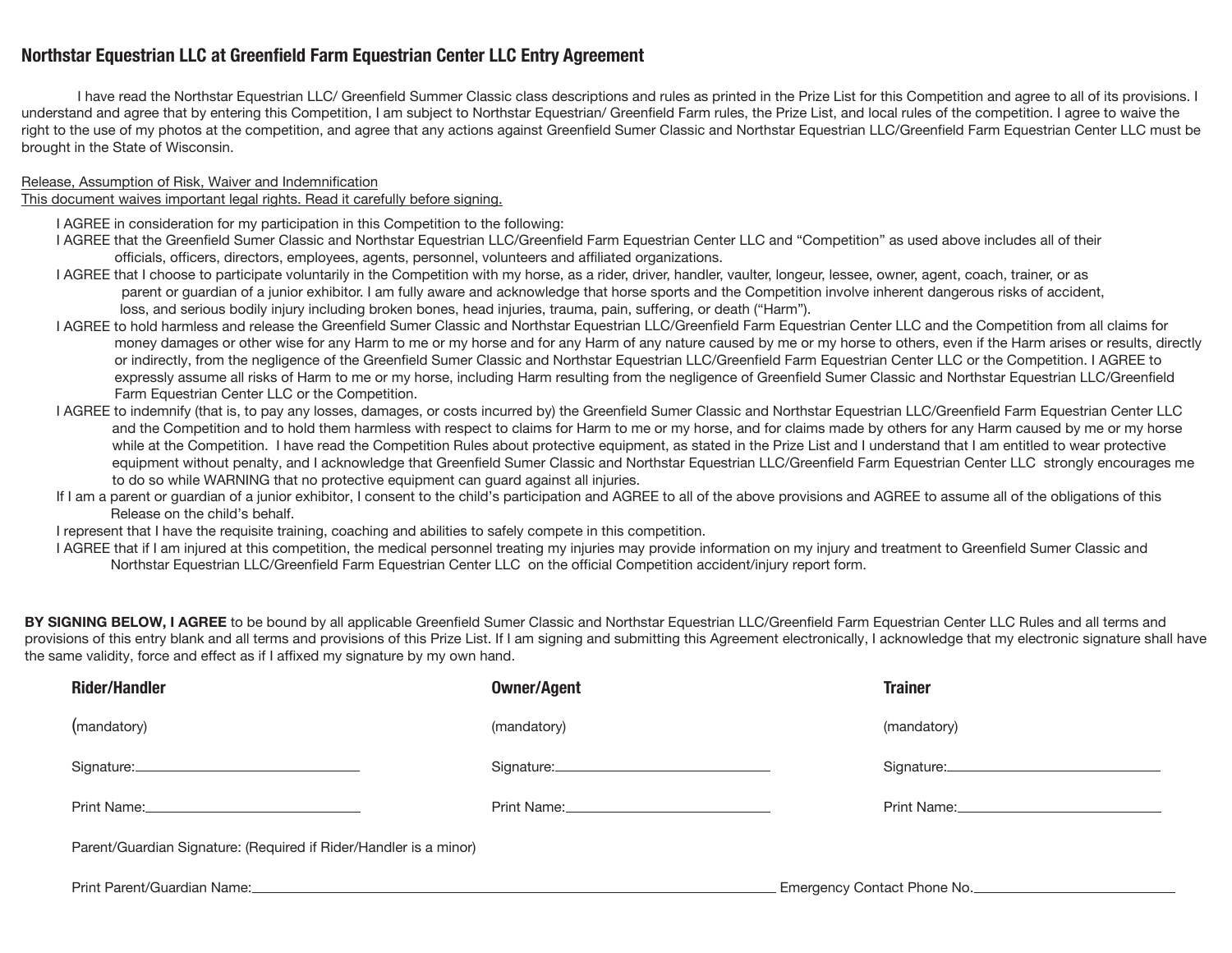## Northstar Equestrian LLC at Greenfield Farm Equestrian Center LLC Entry Agreement

I have read the Northstar Equestrian LLC/ Greenfield Summer Classic class descriptions and rules as printed in the Prize List for this Competition and agree to all of its provisions. I understand and agree that by entering this Competition, I am subject to Northstar Equestrian/ Greenfield Farm rules, the Prize List, and local rules of the competition. I agree to waive the right to the use of my photos at the competition, and agree that any actions against Greenfield Sumer Classic and Northstar Equestrian LLC/Greenfield Farm Equestrian Center LLC must be brought in the State of Wisconsin.

<u>Release, Assumption of Risk, Waiver and Indemnification</u>
<u>This document waives important legal rights. Read it carefully before signing.</u>

I AGREE in consideration for my participation in this Competition to the following:

I AGREE that the Greenfield Sumer Classic and Northstar Equestrian LLC/Greenfield Farm Equestrian Center LLC and "Competition" as used above includes all of their officials, officers, directors, employees, agents, personnel, volunteers and affiliated organizations.

I AGREE that I choose to participate voluntarily in the Competition with my horse, as a rider, driver, handler, vaulter, longeur, lessee, owner, agent, coach, trainer, or as parent or guardian of a junior exhibitor. I am fully aware and acknowledge that horse sports and the Competition involve inherent dangerous risks of accident, loss, and serious bodily injury including broken bones, head injuries, trauma, pain, suffering, or death ("Harm").

I AGREE to hold harmless and release the Greenfield Sumer Classic and Northstar Equestrian LLC/Greenfield Farm Equestrian Center LLC and the Competition from all claims for money damages or other wise for any Harm to me or my horse and for any Harm of any nature caused by me or my horse to others, even if the Harm arises or results, directly or indirectly, from the negligence of the Greenfield Sumer Classic and Northstar Equestrian LLC/Greenfield Farm Equestrian Center LLC or the Competition. I AGREE to expressly assume all risks of Harm to me or my horse, including Harm resulting from the negligence of Greenfield Sumer Classic and Northstar Equestrian LLC/Greenfield Farm Equestrian Center LLC or the Competition.

I AGREE to indemnify (that is, to pay any losses, damages, or costs incurred by) the Greenfield Sumer Classic and Northstar Equestrian LLC/Greenfield Farm Equestrian Center LLC and the Competition and to hold them harmless with respect to claims for Harm to me or my horse, and for claims made by others for any Harm caused by me or my horse while at the Competition. I have read the Competition Rules about protective equipment, as stated in the Prize List and I understand that I am entitled to wear protective equipment without penalty, and I acknowledge that Greenfield Sumer Classic and Northstar Equestrian LLC/Greenfield Farm Equestrian Center LLC strongly encourages me to do so while WARNING that no protective equipment can guard against all injuries.

If I am a parent or guardian of a junior exhibitor, I consent to the child's participation and AGREE to all of the above provisions and AGREE to assume all of the obligations of this Release on the child's behalf.

I represent that I have the requisite training, coaching and abilities to safely compete in this competition.

I AGREE that if I am injured at this competition, the medical personnel treating my injuries may provide information on my injury and treatment to Greenfield Sumer Classic and Northstar Equestrian LLC/Greenfield Farm Equestrian Center LLC on the official Competition accident/injury report form.

**BY SIGNING BELOW, I AGREE** to be bound by all applicable Greenfield Sumer Classic and Northstar Equestrian LLC/Greenfield Farm Equestrian Center LLC Rules and all terms and provisions of this entry blank and all terms and provisions of this Prize List. If I am signing and submitting this Agreement electronically, I acknowledge that my electronic signature shall have the same validity, force and effect as if I affixed my signature by my own hand.

| **Rider/Handler** | **Owner/Agent** | **Trainer** |
|---|---|---|
| (mandatory) | (mandatory) | (mandatory) |
| Signature:______________________ | Signature:______________________ | Signature:______________________ |
| Print Name:______________________ | Print Name:______________________ | Print Name:______________________ |

Parent/Guardian Signature: (Required if Rider/Handler is a minor)

Print Parent/Guardian Name:____________________________________________ Emergency Contact Phone No.______________________